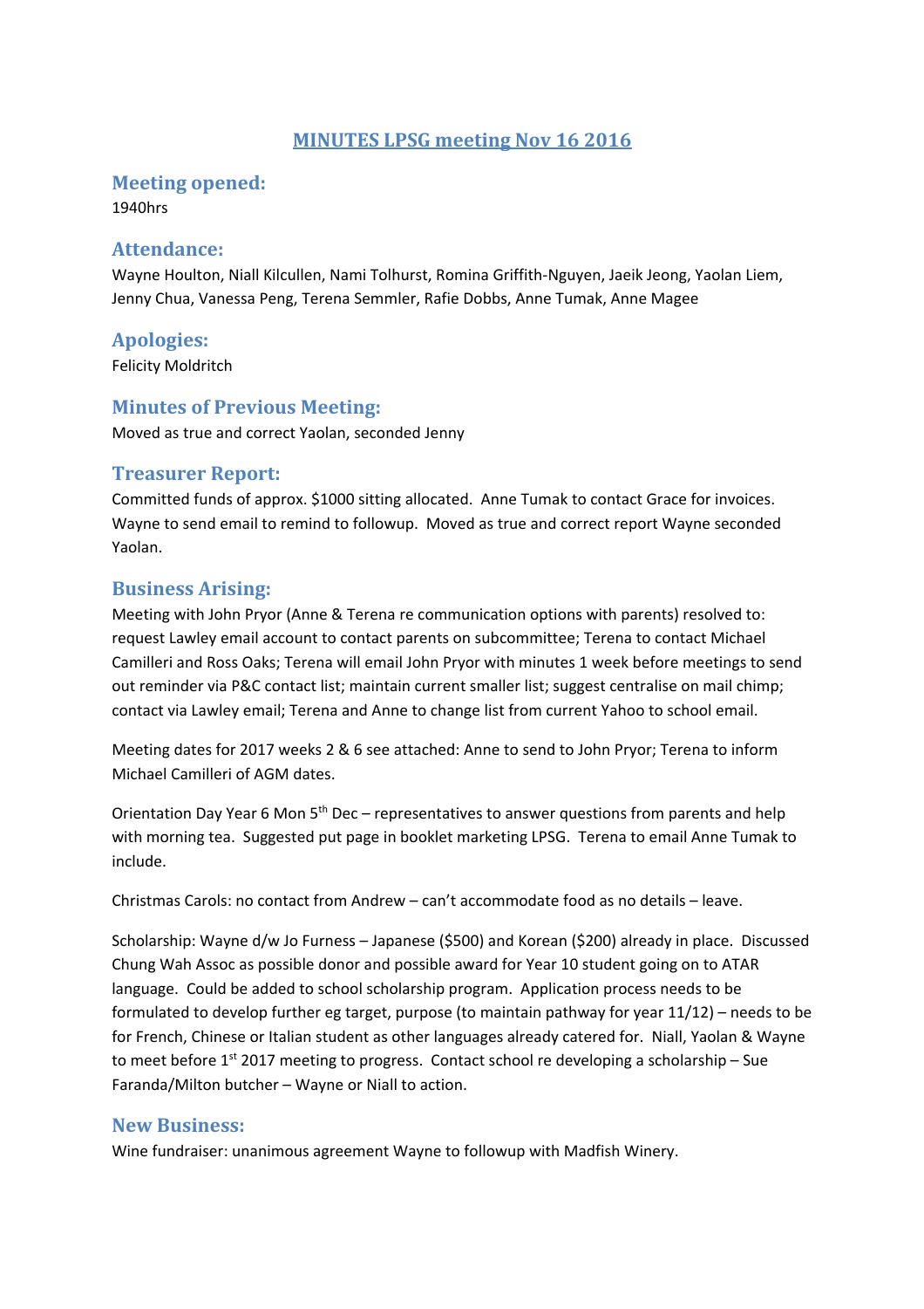# MINUTES LPSG meeting Nov 16 2016

## Meeting opened:

1940hrs

## Attendance:

Wayne Houlton, Niall Kilcullen, Nami Tolhurst, Romina Griffith-Nguyen, Jaeik Jeong, Yaolan Liem, Jenny Chua, Vanessa Peng, Terena Semmler, Rafie Dobbs, Anne Tumak, Anne Magee

## Apologies:

Felicity Moldritch

## Minutes of Previous Meeting:

Moved as true and correct Yaolan, seconded Jenny

## Treasurer Report:

Committed funds of approx. $1000 sitting allocated. Anne Tumak to contact Grace for invoices. Wayne to send email to remind to followup. Moved as true and correct report Wayne seconded Yaolan.

## Business Arising:

Meeting with John Pryor (Anne & Terena re communication options with parents) resolved to: request Lawley email account to contact parents on subcommittee; Terena to contact Michael Camilleri and Ross Oaks; Terena will email John Pryor with minutes 1 week before meetings to send out reminder via P&C contact list; maintain current smaller list; suggest centralise on mail chimp; contact via Lawley email; Terena and Anne to change list from current Yahoo to school email.

Meeting dates for 2017 weeks 2 & 6 see attached: Anne to send to John Pryor; Terena to inform Michael Camilleri of AGM dates.

Orientation Day Year 6 Mon 5th Dec – representatives to answer questions from parents and help with morning tea. Suggested put page in booklet marketing LPSG. Terena to email Anne Tumak to include.

Christmas Carols: no contact from Andrew – can't accommodate food as no details – leave.

Scholarship: Wayne d/w Jo Furness – Japanese ($500) and Korean ($200) already in place. Discussed Chung Wah Assoc as possible donor and possible award for Year 10 student going on to ATAR language. Could be added to school scholarship program. Application process needs to be formulated to develop further eg target, purpose (to maintain pathway for year 11/12) – needs to be for French, Chinese or Italian student as other languages already catered for. Niall, Yaolan & Wayne to meet before 1st 2017 meeting to progress. Contact school re developing a scholarship – Sue Faranda/Milton butcher – Wayne or Niall to action.

## New Business:

Wine fundraiser: unanimous agreement Wayne to followup with Madfish Winery.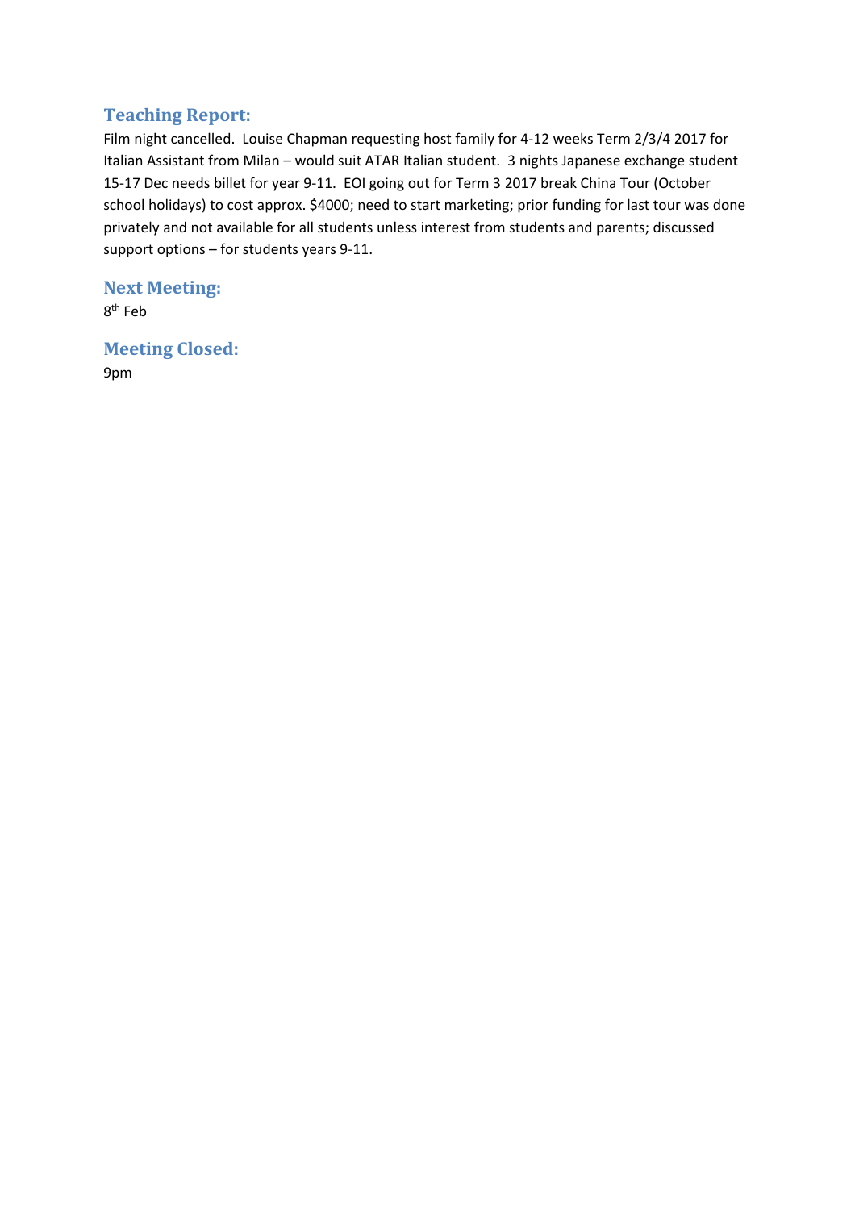## Teaching Report:

Film night cancelled. Louise Chapman requesting host family for 4-12 weeks Term 2/3/4 2017 for Italian Assistant from Milan – would suit ATAR Italian student. 3 nights Japanese exchange student 15-17 Dec needs billet for year 9-11. EOI going out for Term 3 2017 break China Tour (October school holidays) to cost approx. $4000; need to start marketing; prior funding for last tour was done privately and not available for all students unless interest from students and parents; discussed support options – for students years 9-11.

## Next Meeting:

8th Feb

## Meeting Closed:

9pm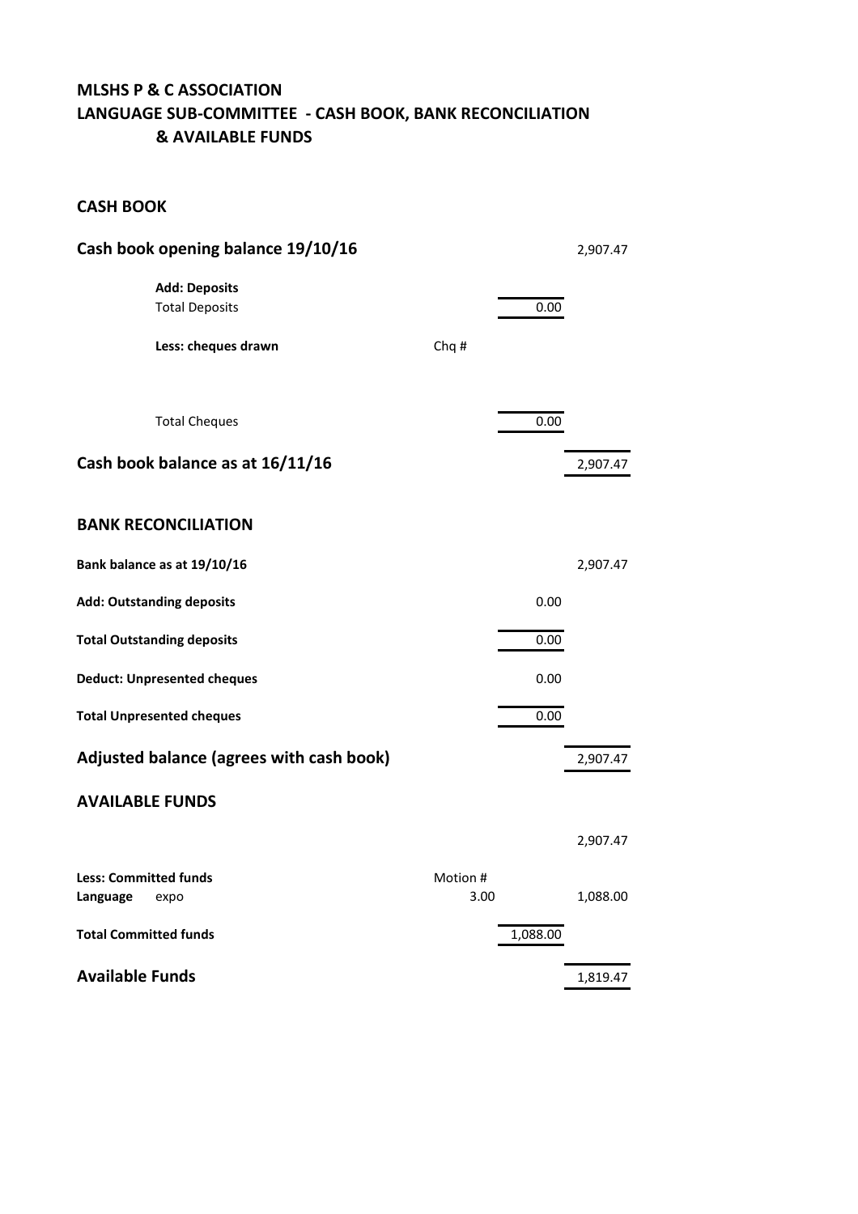**MLSHS P & C ASSOCIATION**
**LANGUAGE SUB-COMMITTEE - CASH BOOK, BANK RECONCILIATION & AVAILABLE FUNDS**

## CASH BOOK

| | | | |
|---|---|---|---|
| **Cash book opening balance 19/10/16** | | | 2,907.47 |
| **Add: Deposits** | | | |
| Total Deposits | | 0.00 | |
| **Less: cheques drawn** | Chq # | | |
| Total Cheques | | 0.00 | |
| **Cash book balance as at 16/11/16** | | | 2,907.47 |

## BANK RECONCILIATION

| | | | |
|---|---|---|---|
| **Bank balance as at 19/10/16** | | | 2,907.47 |
| **Add: Outstanding deposits** | | 0.00 | |
| **Total Outstanding deposits** | | 0.00 | |
| **Deduct: Unpresented cheques** | | 0.00 | |
| **Total Unpresented cheques** | | 0.00 | |
| **Adjusted balance (agrees with cash book)** | | | 2,907.47 |

## AVAILABLE FUNDS

| | | | |
|---|---|---|---|
| | | | 2,907.47 |
| **Less: Committed funds** | Motion # | | |
| **Language** expo | 3.00 | | 1,088.00 |
| **Total Committed funds** | | 1,088.00 | |
| **Available Funds** | | | 1,819.47 |